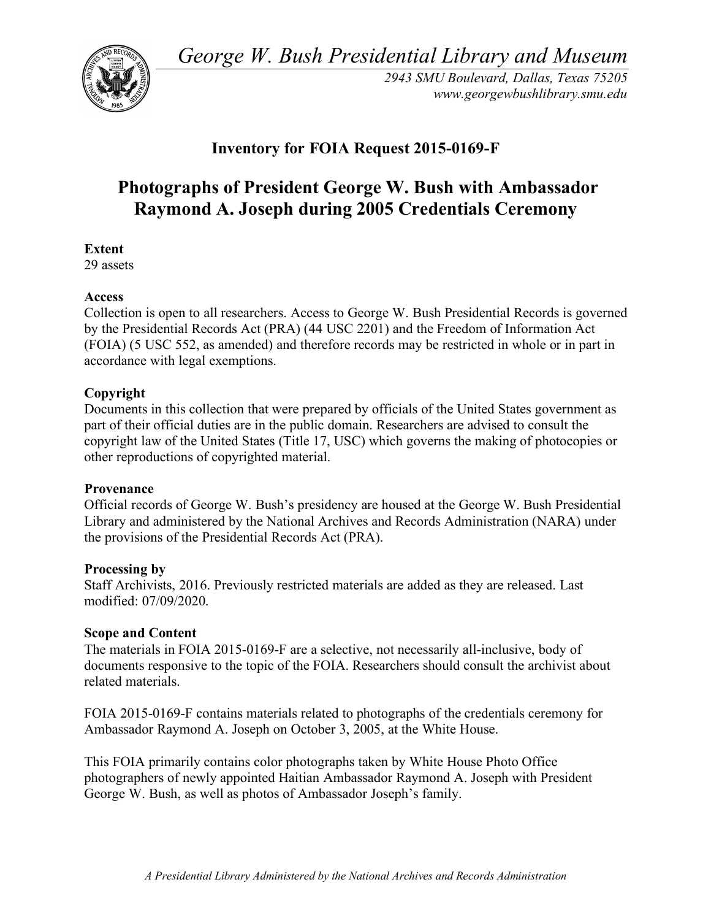*George W. Bush Presidential Library and Museum*

*2943 SMU Boulevard, Dallas, Texas 75205*
*www.georgewbushlibrary.smu.edu*

## Inventory for FOIA Request 2015-0169-F

# Photographs of President George W. Bush with Ambassador Raymond A. Joseph during 2005 Credentials Ceremony

**Extent**
29 assets

**Access**
Collection is open to all researchers. Access to George W. Bush Presidential Records is governed by the Presidential Records Act (PRA) (44 USC 2201) and the Freedom of Information Act (FOIA) (5 USC 552, as amended) and therefore records may be restricted in whole or in part in accordance with legal exemptions.

**Copyright**
Documents in this collection that were prepared by officials of the United States government as part of their official duties are in the public domain. Researchers are advised to consult the copyright law of the United States (Title 17, USC) which governs the making of photocopies or other reproductions of copyrighted material.

**Provenance**
Official records of George W. Bush's presidency are housed at the George W. Bush Presidential Library and administered by the National Archives and Records Administration (NARA) under the provisions of the Presidential Records Act (PRA).

**Processing by**
Staff Archivists, 2016. Previously restricted materials are added as they are released. Last modified: 07/09/2020.

**Scope and Content**
The materials in FOIA 2015-0169-F are a selective, not necessarily all-inclusive, body of documents responsive to the topic of the FOIA. Researchers should consult the archivist about related materials.

FOIA 2015-0169-F contains materials related to photographs of the credentials ceremony for Ambassador Raymond A. Joseph on October 3, 2005, at the White House.

This FOIA primarily contains color photographs taken by White House Photo Office photographers of newly appointed Haitian Ambassador Raymond A. Joseph with President George W. Bush, as well as photos of Ambassador Joseph's family.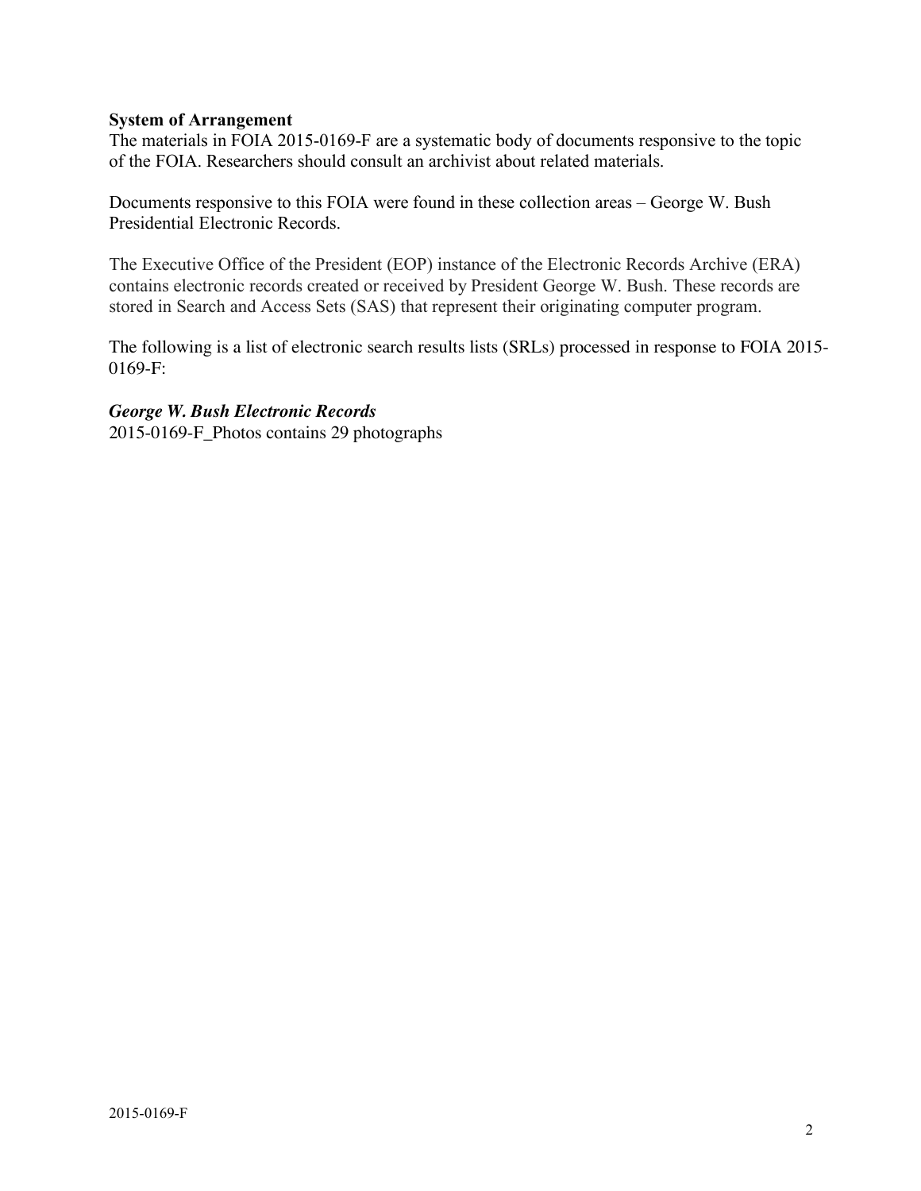**System of Arrangement**

The materials in FOIA 2015-0169-F are a systematic body of documents responsive to the topic of the FOIA. Researchers should consult an archivist about related materials.

Documents responsive to this FOIA were found in these collection areas – George W. Bush Presidential Electronic Records.

The Executive Office of the President (EOP) instance of the Electronic Records Archive (ERA) contains electronic records created or received by President George W. Bush. These records are stored in Search and Access Sets (SAS) that represent their originating computer program.

The following is a list of electronic search results lists (SRLs) processed in response to FOIA 2015-0169-F:

***George W. Bush Electronic Records***

2015-0169-F_Photos contains 29 photographs